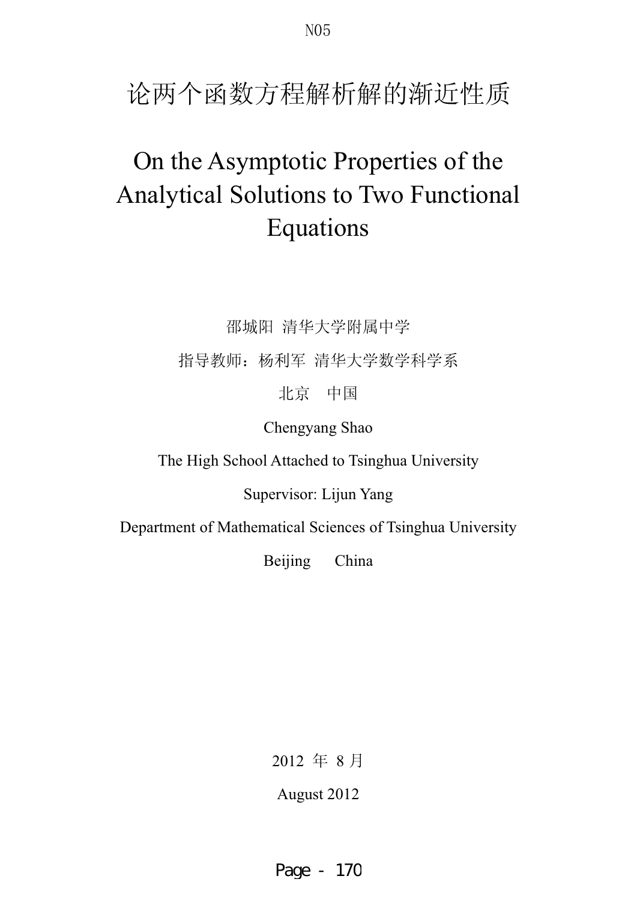N05

# 论两个函数方程解析解的渐近性质

# On the Asymptotic Properties of the Analytical Solutions to Two Functional Equations

邵城阳 清华大学附属中学

指导教师：杨利军 清华大学数学科学系

北京 中国

Chengyang Shao

The High School Attached to Tsinghua University

Supervisor: Lijun Yang

Department of Mathematical Sciences of Tsinghua University

Beijing China

2012 年 8 月

August 2012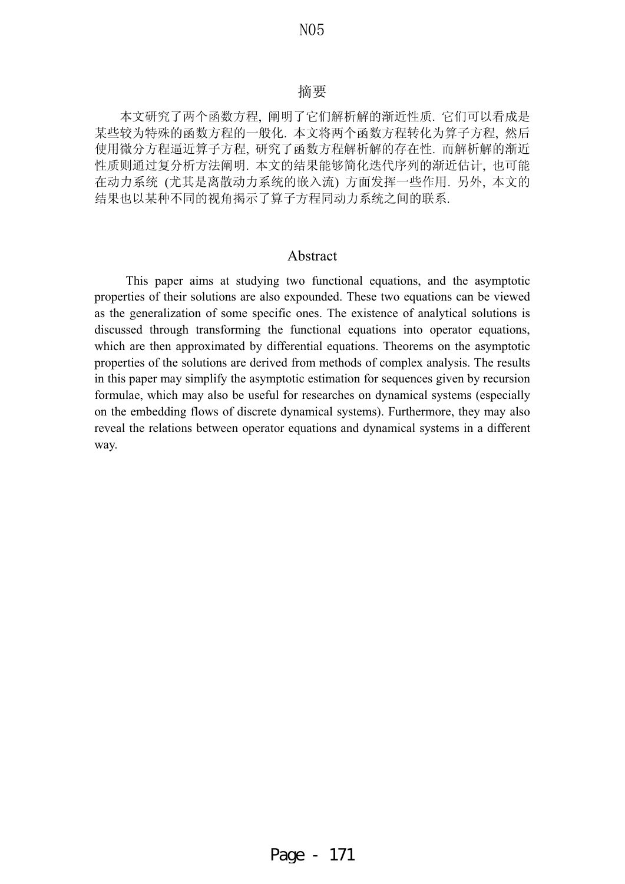## 摘要

本文研究了两个函数方程, 阐明了它们解析解的渐近性质. 它们可以看成是某些较为特殊的函数方程的一般化. 本文将两个函数方程转化为算子方程, 然后使用微分方程逼近算子方程, 研究了函数方程解析解的存在性. 而解析解的渐近性质则通过复分析方法阐明. 本文的结果能够简化迭代序列的渐近估计, 也可能在动力系统 (尤其是离散动力系统的嵌入流) 方面发挥一些作用. 另外, 本文的结果也以某种不同的视角揭示了算子方程同动力系统之间的联系.

## Abstract

This paper aims at studying two functional equations, and the asymptotic properties of their solutions are also expounded. These two equations can be viewed as the generalization of some specific ones. The existence of analytical solutions is discussed through transforming the functional equations into operator equations, which are then approximated by differential equations. Theorems on the asymptotic properties of the solutions are derived from methods of complex analysis. The results in this paper may simplify the asymptotic estimation for sequences given by recursion formulae, which may also be useful for researches on dynamical systems (especially on the embedding flows of discrete dynamical systems). Furthermore, they may also reveal the relations between operator equations and dynamical systems in a different way.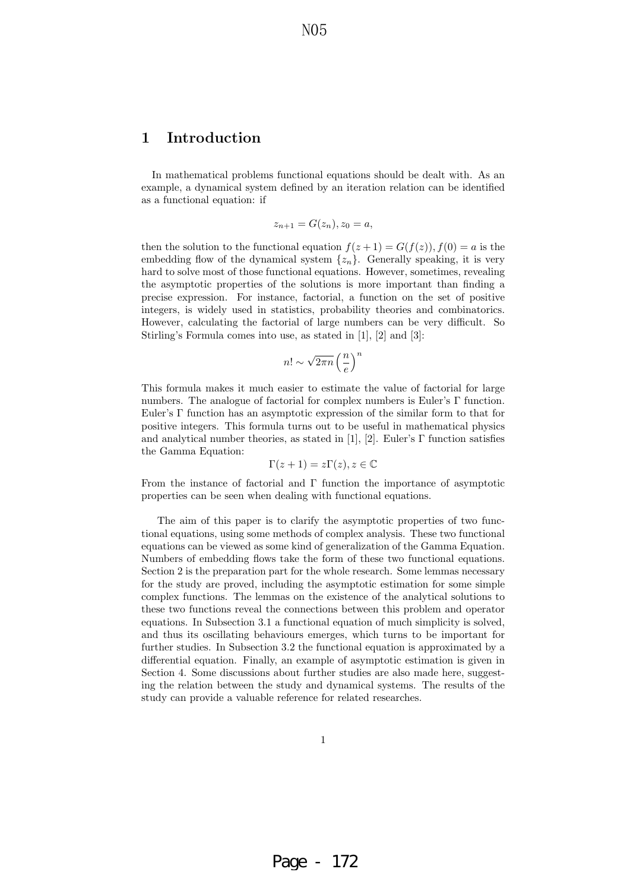# 1 Introduction

In mathematical problems functional equations should be dealt with. As an example, a dynamical system defined by an iteration relation can be identified as a functional equation: if

$$z_{n+1} = G(z_n), z_0 = a,$$

then the solution to the functional equation $f(z+1) = G(f(z)), f(0) = a$ is the embedding flow of the dynamical system $\{z_n\}$. Generally speaking, it is very hard to solve most of those functional equations. However, sometimes, revealing the asymptotic properties of the solutions is more important than finding a precise expression. For instance, factorial, a function on the set of positive integers, is widely used in statistics, probability theories and combinatorics. However, calculating the factorial of large numbers can be very difficult. So Stirling's Formula comes into use, as stated in [1], [2] and [3]:

$$n! \sim \sqrt{2\pi n}\left(\frac{n}{e}\right)^n$$

This formula makes it much easier to estimate the value of factorial for large numbers. The analogue of factorial for complex numbers is Euler's $\Gamma$ function. Euler's $\Gamma$ function has an asymptotic expression of the similar form to that for positive integers. This formula turns out to be useful in mathematical physics and analytical number theories, as stated in [1], [2]. Euler's $\Gamma$ function satisfies the Gamma Equation:

$$\Gamma(z+1) = z\Gamma(z), z \in \mathbb{C}$$

From the instance of factorial and $\Gamma$ function the importance of asymptotic properties can be seen when dealing with functional equations.

The aim of this paper is to clarify the asymptotic properties of two functional equations, using some methods of complex analysis. These two functional equations can be viewed as some kind of generalization of the Gamma Equation. Numbers of embedding flows take the form of these two functional equations. Section 2 is the preparation part for the whole research. Some lemmas necessary for the study are proved, including the asymptotic estimation for some simple complex functions. The lemmas on the existence of the analytical solutions to these two functions reveal the connections between this problem and operator equations. In Subsection 3.1 a functional equation of much simplicity is solved, and thus its oscillating behaviours emerges, which turns to be important for further studies. In Subsection 3.2 the functional equation is approximated by a differential equation. Finally, an example of asymptotic estimation is given in Section 4. Some discussions about further studies are also made here, suggesting the relation between the study and dynamical systems. The results of the study can provide a valuable reference for related researches.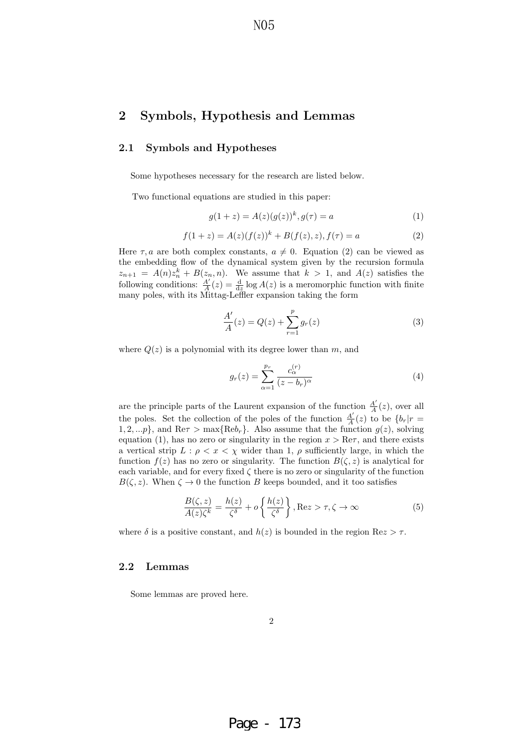## 2 Symbols, Hypothesis and Lemmas

### 2.1 Symbols and Hypotheses

Some hypotheses necessary for the research are listed below.

Two functional equations are studied in this paper:

$$g(1+z) = A(z)(g(z))^k, g(\tau) = a \tag{1}$$

$$f(1+z) = A(z)(f(z))^k + B(f(z), z), f(\tau) = a \tag{2}$$

Here $\tau, a$ are both complex constants, $a \neq 0$. Equation (2) can be viewed as the embedding flow of the dynamical system given by the recursion formula $z_{n+1} = A(n)z_n^k + B(z_n, n)$. We assume that $k > 1$, and $A(z)$ satisfies the following conditions: $\frac{A'}{A}(z) = \frac{\mathrm{d}}{\mathrm{d}z}\log A(z)$ is a meromorphic function with finite many poles, with its Mittag-Leffler expansion taking the form

$$\frac{A'}{A}(z) = Q(z) + \sum_{r=1}^{p} g_r(z) \tag{3}$$

where $Q(z)$ is a polynomial with its degree lower than $m$, and

$$g_r(z) = \sum_{\alpha=1}^{p_r} \frac{c_\alpha^{(r)}}{(z-b_r)^\alpha} \tag{4}$$

are the principle parts of the Laurent expansion of the function $\frac{A'}{A}(z)$, over all the poles. Set the collection of the poles of the function $\frac{A'}{A}(z)$ to be $\{b_r | r = 1, 2, ...p\}$, and $\mathrm{Re}\tau > \max\{\mathrm{Re}b_r\}$. Also assume that the function $g(z)$, solving equation (1), has no zero or singularity in the region $x > \mathrm{Re}\tau$, and there exists a vertical strip $L : \rho < x < \chi$ wider than 1, $\rho$ sufficiently large, in which the function $f(z)$ has no zero or singularity. The function $B(\zeta, z)$ is analytical for each variable, and for every fixed $\zeta$ there is no zero or singularity of the function $B(\zeta, z)$. When $\zeta \to 0$ the function $B$ keeps bounded, and it too satisfies

$$\frac{B(\zeta, z)}{A(z)\zeta^k} = \frac{h(z)}{\zeta^\delta} + o\left\{\frac{h(z)}{\zeta^\delta}\right\}, \mathrm{Re}z > \tau, \zeta \to \infty \tag{5}$$

where $\delta$ is a positive constant, and $h(z)$ is bounded in the region $\mathrm{Re}z > \tau$.

### 2.2 Lemmas

Some lemmas are proved here.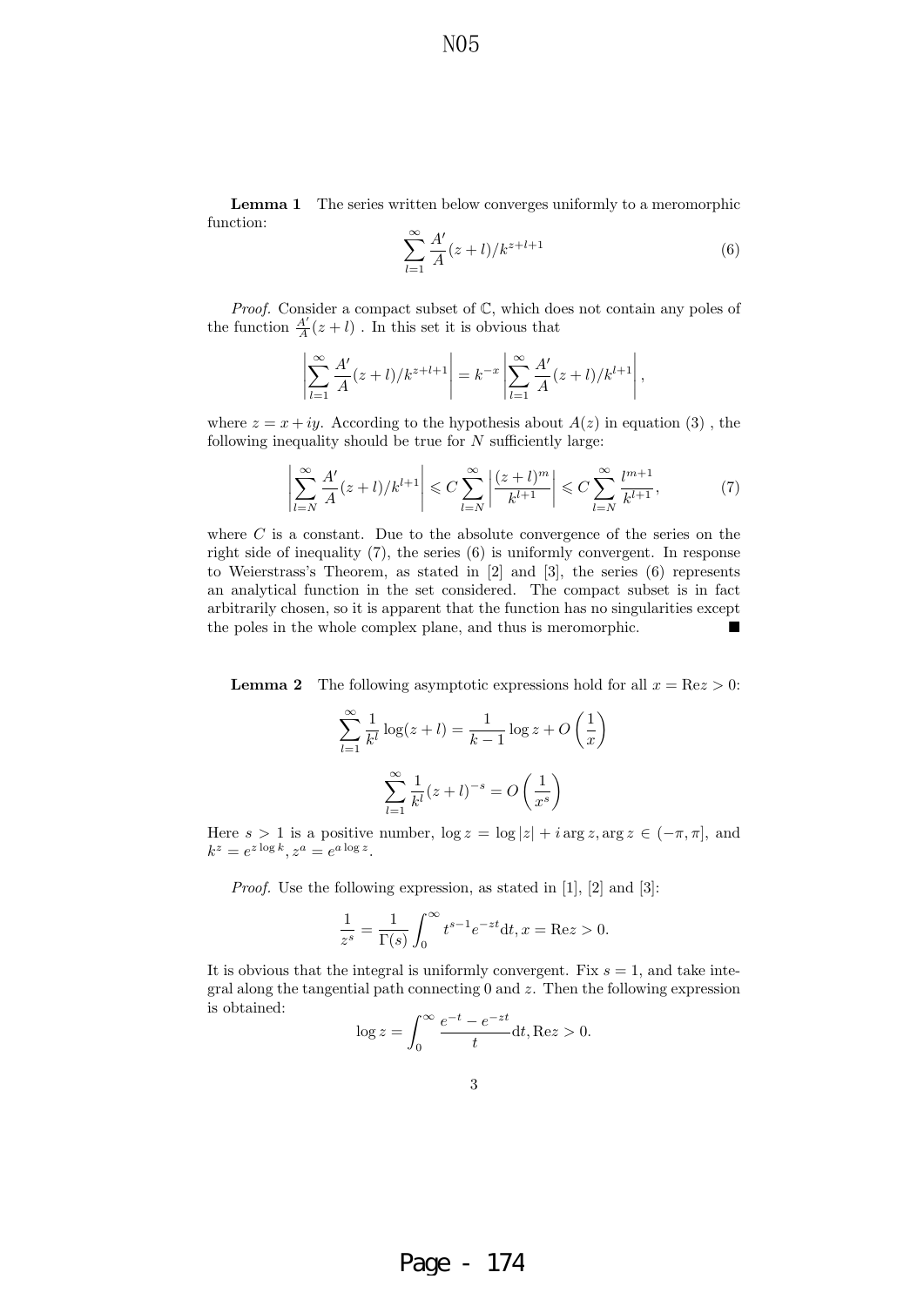**Lemma 1** The series written below converges uniformly to a meromorphic function:

$$\sum_{l=1}^{\infty} \frac{A'}{A}(z+l)/k^{z+l+1} \tag{6}$$

*Proof.* Consider a compact subset of $\mathbb{C}$, which does not contain any poles of the function $\frac{A'}{A}(z+l)$ . In this set it is obvious that

$$\left|\sum_{l=1}^{\infty} \frac{A'}{A}(z+l)/k^{z+l+1}\right| = k^{-x}\left|\sum_{l=1}^{\infty} \frac{A'}{A}(z+l)/k^{l+1}\right|,$$

where $z = x + iy$. According to the hypothesis about $A(z)$ in equation (3) , the following inequality should be true for $N$ sufficiently large:

$$\left|\sum_{l=N}^{\infty} \frac{A'}{A}(z+l)/k^{l+1}\right| \leqslant C\sum_{l=N}^{\infty}\left|\frac{(z+l)^m}{k^{l+1}}\right| \leqslant C\sum_{l=N}^{\infty}\frac{l^{m+1}}{k^{l+1}}, \tag{7}$$

where $C$ is a constant. Due to the absolute convergence of the series on the right side of inequality (7), the series (6) is uniformly convergent. In response to Weierstrass's Theorem, as stated in [2] and [3], the series (6) represents an analytical function in the set considered. The compact subset is in fact arbitrarily chosen, so it is apparent that the function has no singularities except the poles in the whole complex plane, and thus is meromorphic. ■

**Lemma 2** The following asymptotic expressions hold for all $x = \text{Re}z > 0$:

$$\sum_{l=1}^{\infty} \frac{1}{k^l}\log(z+l) = \frac{1}{k-1}\log z + O\left(\frac{1}{x}\right)$$

$$\sum_{l=1}^{\infty} \frac{1}{k^l}(z+l)^{-s} = O\left(\frac{1}{x^s}\right)$$

Here $s > 1$ is a positive number, $\log z = \log|z| + i\arg z, \arg z \in (-\pi, \pi]$, and $k^z = e^{z\log k}, z^a = e^{a\log z}$.

*Proof.* Use the following expression, as stated in [1], [2] and [3]:

$$\frac{1}{z^s} = \frac{1}{\Gamma(s)}\int_0^{\infty} t^{s-1}e^{-zt}\mathrm{d}t, x = \text{Re}z > 0.$$

It is obvious that the integral is uniformly convergent. Fix $s = 1$, and take integral along the tangential path connecting 0 and $z$. Then the following expression is obtained:

$$\log z = \int_0^{\infty} \frac{e^{-t} - e^{-zt}}{t}\mathrm{d}t, \text{Re}z > 0.$$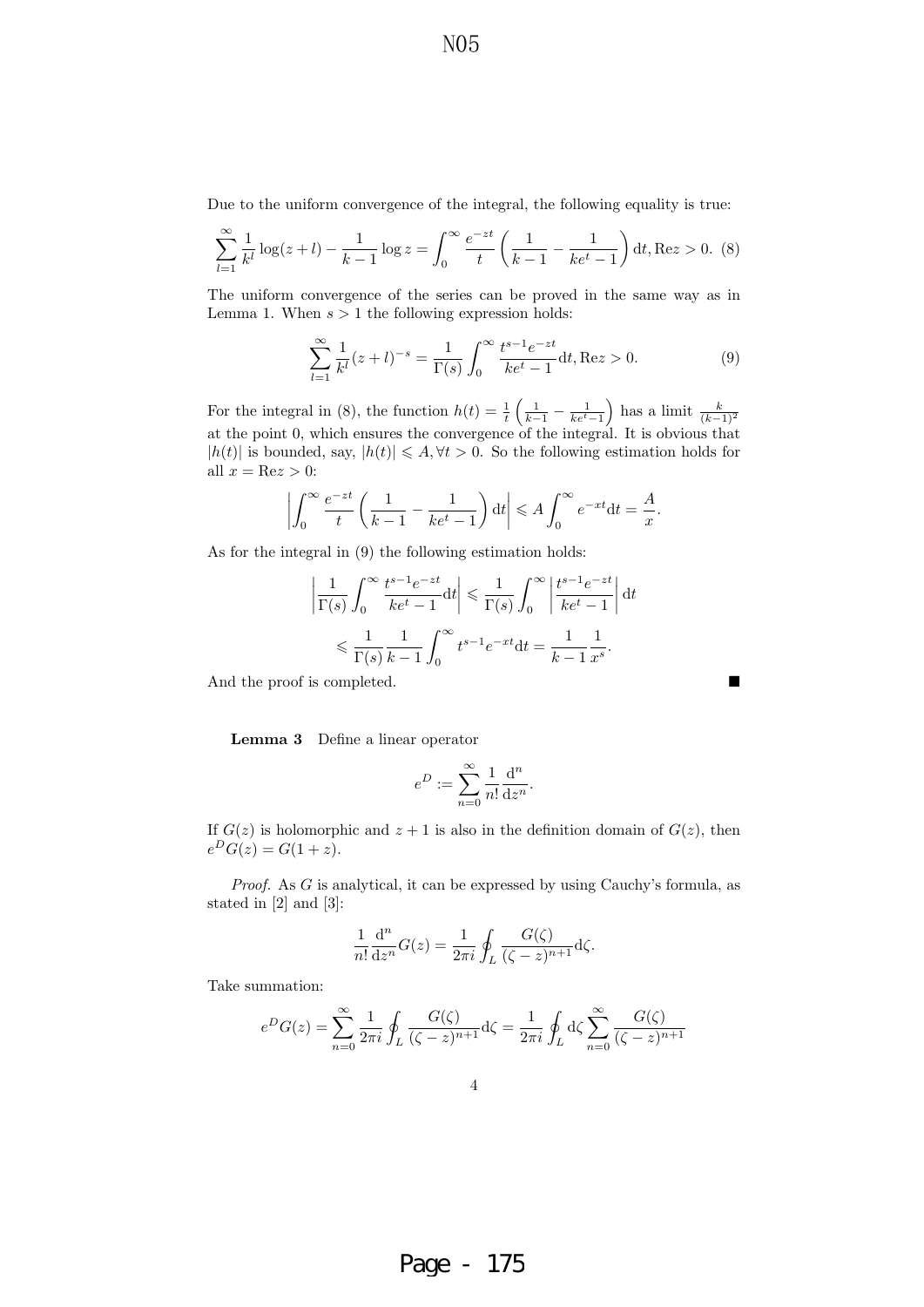Due to the uniform convergence of the integral, the following equality is true:

$$\sum_{l=1}^{\infty} \frac{1}{k^l} \log(z+l) - \frac{1}{k-1} \log z = \int_0^{\infty} \frac{e^{-zt}}{t} \left( \frac{1}{k-1} - \frac{1}{ke^t - 1} \right) \mathrm{d}t, \mathrm{Re} z > 0. \quad (8)$$

The uniform convergence of the series can be proved in the same way as in Lemma 1. When $s > 1$ the following expression holds:

$$\sum_{l=1}^{\infty} \frac{1}{k^l} (z+l)^{-s} = \frac{1}{\Gamma(s)} \int_0^{\infty} \frac{t^{s-1} e^{-zt}}{ke^t - 1} \mathrm{d}t, \mathrm{Re} z > 0. \quad (9)$$

For the integral in (8), the function $h(t) = \frac{1}{t}\left(\frac{1}{k-1} - \frac{1}{ke^t - 1}\right)$ has a limit $\frac{k}{(k-1)^2}$ at the point 0, which ensures the convergence of the integral. It is obvious that $|h(t)|$ is bounded, say, $|h(t)| \leqslant A, \forall t > 0$. So the following estimation holds for all $x = \mathrm{Re} z > 0$:

$$\left| \int_0^{\infty} \frac{e^{-zt}}{t} \left( \frac{1}{k-1} - \frac{1}{ke^t - 1} \right) \mathrm{d}t \right| \leqslant A \int_0^{\infty} e^{-xt} \mathrm{d}t = \frac{A}{x}.$$

As for the integral in (9) the following estimation holds:

$$\begin{aligned} \left| \frac{1}{\Gamma(s)} \int_0^{\infty} \frac{t^{s-1} e^{-zt}}{ke^t - 1} \mathrm{d}t \right| &\leqslant \frac{1}{\Gamma(s)} \int_0^{\infty} \left| \frac{t^{s-1} e^{-zt}}{ke^t - 1} \right| \mathrm{d}t \\ &\leqslant \frac{1}{\Gamma(s)} \frac{1}{k-1} \int_0^{\infty} t^{s-1} e^{-xt} \mathrm{d}t = \frac{1}{k-1} \frac{1}{x^s}. \end{aligned}$$

And the proof is completed. ■

**Lemma 3** Define a linear operator

$$e^D := \sum_{n=0}^{\infty} \frac{1}{n!} \frac{\mathrm{d}^n}{\mathrm{d}z^n}.$$

If $G(z)$ is holomorphic and $z+1$ is also in the definition domain of $G(z)$, then $e^D G(z) = G(1+z)$.

*Proof.* As $G$ is analytical, it can be expressed by using Cauchy's formula, as stated in [2] and [3]:

$$\frac{1}{n!} \frac{\mathrm{d}^n}{\mathrm{d}z^n} G(z) = \frac{1}{2\pi i} \oint_L \frac{G(\zeta)}{(\zeta - z)^{n+1}} \mathrm{d}\zeta.$$

Take summation:

$$e^D G(z) = \sum_{n=0}^{\infty} \frac{1}{2\pi i} \oint_L \frac{G(\zeta)}{(\zeta - z)^{n+1}} \mathrm{d}\zeta = \frac{1}{2\pi i} \oint_L \mathrm{d}\zeta \sum_{n=0}^{\infty} \frac{G(\zeta)}{(\zeta - z)^{n+1}}$$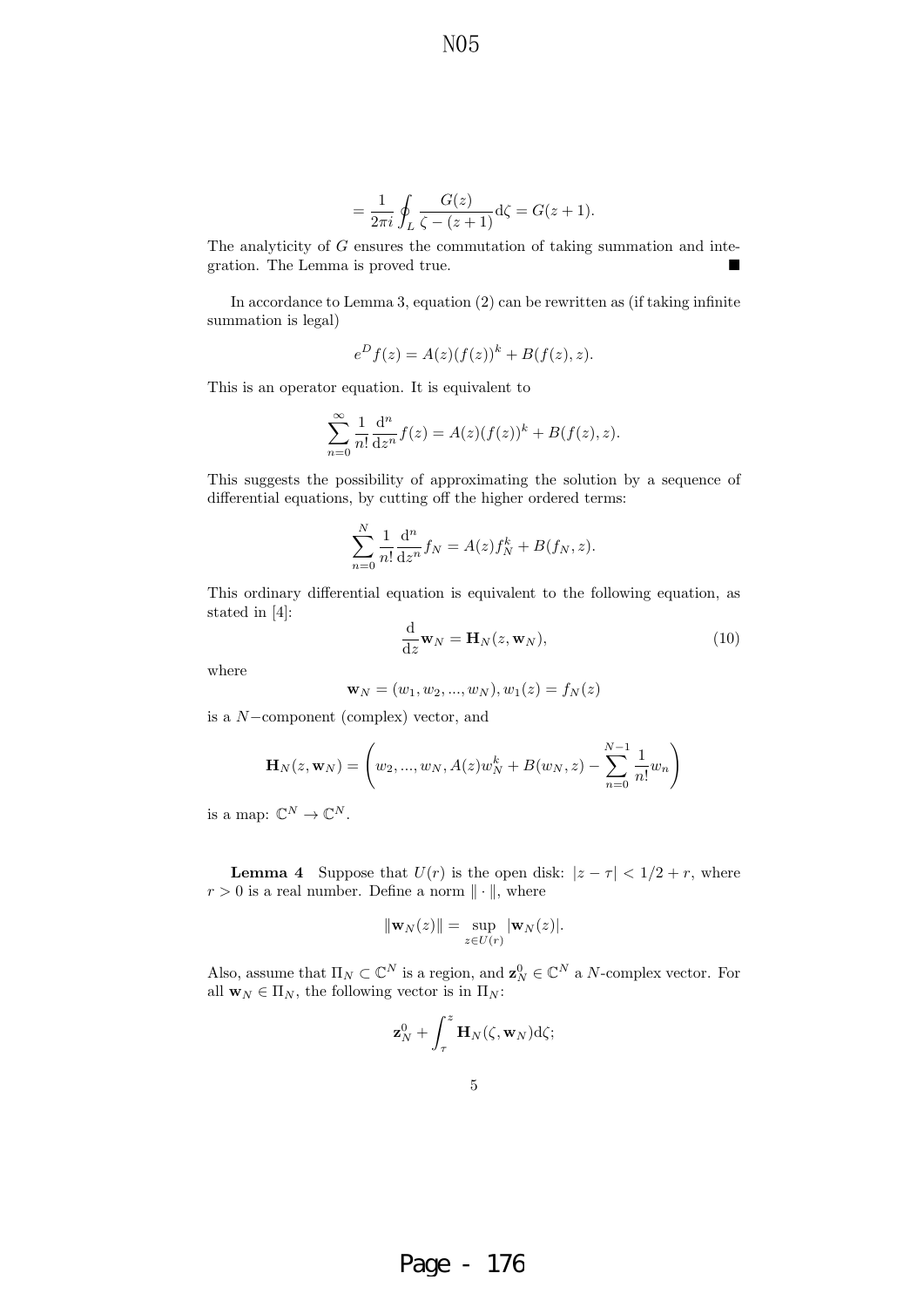$$= \frac{1}{2\pi i} \oint_L \frac{G(z)}{\zeta - (z+1)} \mathrm{d}\zeta = G(z+1).$$

The analyticity of $G$ ensures the commutation of taking summation and integration. The Lemma is proved true. ■

In accordance to Lemma 3, equation (2) can be rewritten as (if taking infinite summation is legal)

$$e^D f(z) = A(z)(f(z))^k + B(f(z), z).$$

This is an operator equation. It is equivalent to

$$\sum_{n=0}^{\infty} \frac{1}{n!} \frac{\mathrm{d}^n}{\mathrm{d}z^n} f(z) = A(z)(f(z))^k + B(f(z), z).$$

This suggests the possibility of approximating the solution by a sequence of differential equations, by cutting off the higher ordered terms:

$$\sum_{n=0}^{N} \frac{1}{n!} \frac{\mathrm{d}^n}{\mathrm{d}z^n} f_N = A(z) f_N^k + B(f_N, z).$$

This ordinary differential equation is equivalent to the following equation, as stated in [4]:

$$\frac{\mathrm{d}}{\mathrm{d}z} \mathbf{w}_N = \mathbf{H}_N(z, \mathbf{w}_N), \tag{10}$$

where

$$\mathbf{w}_N = (w_1, w_2, ..., w_N), w_1(z) = f_N(z)$$

is a $N-$component (complex) vector, and

$$\mathbf{H}_N(z, \mathbf{w}_N) = \left( w_2, ..., w_N, A(z) w_N^k + B(w_N, z) - \sum_{n=0}^{N-1} \frac{1}{n!} w_n \right)$$

is a map: $\mathbb{C}^N \to \mathbb{C}^N$.

**Lemma 4** Suppose that $U(r)$ is the open disk: $|z - \tau| < 1/2 + r$, where $r > 0$ is a real number. Define a norm $\| \cdot \|$, where

$$\|\mathbf{w}_N(z)\| = \sup_{z \in U(r)} |\mathbf{w}_N(z)|.$$

Also, assume that $\Pi_N \subset \mathbb{C}^N$ is a region, and $\mathbf{z}_N^0 \in \mathbb{C}^N$ a $N$-complex vector. For all $\mathbf{w}_N \in \Pi_N$, the following vector is in $\Pi_N$:

$$\mathbf{z}_N^0 + \int_{\tau}^{z} \mathbf{H}_N(\zeta, \mathbf{w}_N) \mathrm{d}\zeta;$$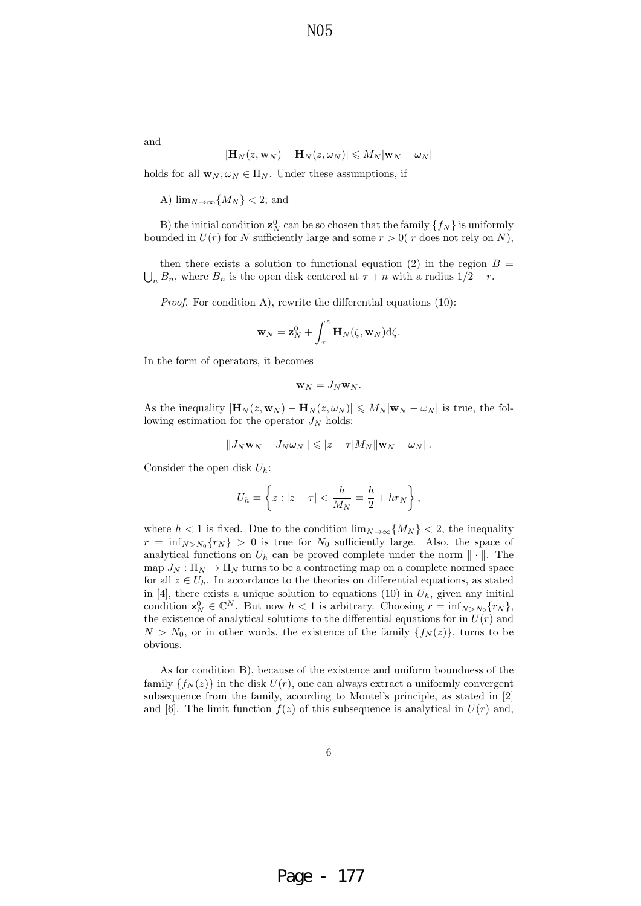and

$$|\mathbf{H}_N(z, \mathbf{w}_N) - \mathbf{H}_N(z, \omega_N)| \leqslant M_N |\mathbf{w}_N - \omega_N|$$

holds for all $\mathbf{w}_N, \omega_N \in \Pi_N$. Under these assumptions, if

A) $\overline{\lim}_{N\to\infty}\{M_N\} < 2$; and

B) the initial condition $\mathbf{z}_N^0$ can be so chosen that the family $\{f_N\}$ is uniformly bounded in $U(r)$ for $N$ sufficiently large and some $r > 0$( $r$ does not rely on $N$),

then there exists a solution to functional equation (2) in the region $B = \bigcup_n B_n$, where $B_n$ is the open disk centered at $\tau + n$ with a radius $1/2 + r$.

*Proof.* For condition A), rewrite the differential equations (10):

$$\mathbf{w}_N = \mathbf{z}_N^0 + \int_\tau^z \mathbf{H}_N(\zeta, \mathbf{w}_N)\mathrm{d}\zeta.$$

In the form of operators, it becomes

$$\mathbf{w}_N = J_N \mathbf{w}_N.$$

As the inequality $|\mathbf{H}_N(z, \mathbf{w}_N) - \mathbf{H}_N(z, \omega_N)| \leqslant M_N |\mathbf{w}_N - \omega_N|$ is true, the following estimation for the operator $J_N$ holds:

$$\|J_N \mathbf{w}_N - J_N \omega_N\| \leqslant |z - \tau| M_N \|\mathbf{w}_N - \omega_N\|.$$

Consider the open disk $U_h$:

$$U_h = \left\{ z : |z - \tau| < \frac{h}{M_N} = \frac{h}{2} + h r_N \right\},$$

where $h < 1$ is fixed. Due to the condition $\overline{\lim}_{N\to\infty}\{M_N\} < 2$, the inequality $r = \inf_{N > N_0}\{r_N\} > 0$ is true for $N_0$ sufficiently large. Also, the space of analytical functions on $U_h$ can be proved complete under the norm $\|\cdot\|$. The map $J_N : \Pi_N \to \Pi_N$ turns to be a contracting map on a complete normed space for all $z \in U_h$. In accordance to the theories on differential equations, as stated in [4], there exists a unique solution to equations (10) in $U_h$, given any initial condition $\mathbf{z}_N^0 \in \mathbb{C}^N$. But now $h < 1$ is arbitrary. Choosing $r = \inf_{N > N_0}\{r_N\}$, the existence of analytical solutions to the differential equations for in $U(r)$ and $N > N_0$, or in other words, the existence of the family $\{f_N(z)\}$, turns to be obvious.

As for condition B), because of the existence and uniform boundness of the family $\{f_N(z)\}$ in the disk $U(r)$, one can always extract a uniformly convergent subsequence from the family, according to Montel's principle, as stated in [2] and [6]. The limit function $f(z)$ of this subsequence is analytical in $U(r)$ and,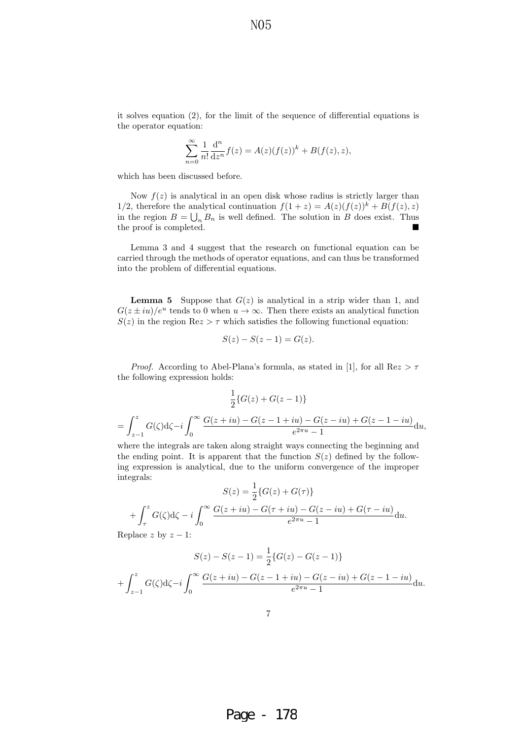it solves equation (2), for the limit of the sequence of differential equations is the operator equation:

$$\sum_{n=0}^{\infty} \frac{1}{n!} \frac{\mathrm{d}^n}{\mathrm{d}z^n} f(z) = A(z)(f(z))^k + B(f(z), z),$$

which has been discussed before.

Now $f(z)$ is analytical in an open disk whose radius is strictly larger than 1/2, therefore the analytical continuation $f(1+z) = A(z)(f(z))^k + B(f(z), z)$ in the region $B = \bigcup_n B_n$ is well defined. The solution in $B$ does exist. Thus the proof is completed. ■

Lemma 3 and 4 suggest that the research on functional equation can be carried through the methods of operator equations, and can thus be transformed into the problem of differential equations.

**Lemma 5** Suppose that $G(z)$ is analytical in a strip wider than 1, and $G(z \pm iu)/e^u$ tends to 0 when $u \to \infty$. Then there exists an analytical function $S(z)$ in the region $\mathrm{Re}z > \tau$ which satisfies the following functional equation:

$$S(z) - S(z-1) = G(z).$$

*Proof.* According to Abel-Plana's formula, as stated in [1], for all $\mathrm{Re}z > \tau$ the following expression holds:

$$\frac{1}{2}\{G(z) + G(z-1)\}$$

$$= \int_{z-1}^{z} G(\zeta)\mathrm{d}\zeta - i\int_0^{\infty} \frac{G(z+iu) - G(z-1+iu) - G(z-iu) + G(z-1-iu)}{e^{2\pi u} - 1}\mathrm{d}u,$$

where the integrals are taken along straight ways connecting the beginning and the ending point. It is apparent that the function $S(z)$ defined by the following expression is analytical, due to the uniform convergence of the improper integrals:

$$S(z) = \frac{1}{2}\{G(z) + G(\tau)\}$$

$$+ \int_{\tau}^{z} G(\zeta)\mathrm{d}\zeta - i\int_0^{\infty} \frac{G(z+iu) - G(\tau+iu) - G(z-iu) + G(\tau-iu)}{e^{2\pi u} - 1}\mathrm{d}u.$$

Replace $z$ by $z-1$:

$$S(z) - S(z-1) = \frac{1}{2}\{G(z) - G(z-1)\}$$

$$+ \int_{z-1}^{z} G(\zeta)\mathrm{d}\zeta - i\int_0^{\infty} \frac{G(z+iu) - G(z-1+iu) - G(z-iu) + G(z-1-iu)}{e^{2\pi u} - 1}\mathrm{d}u.$$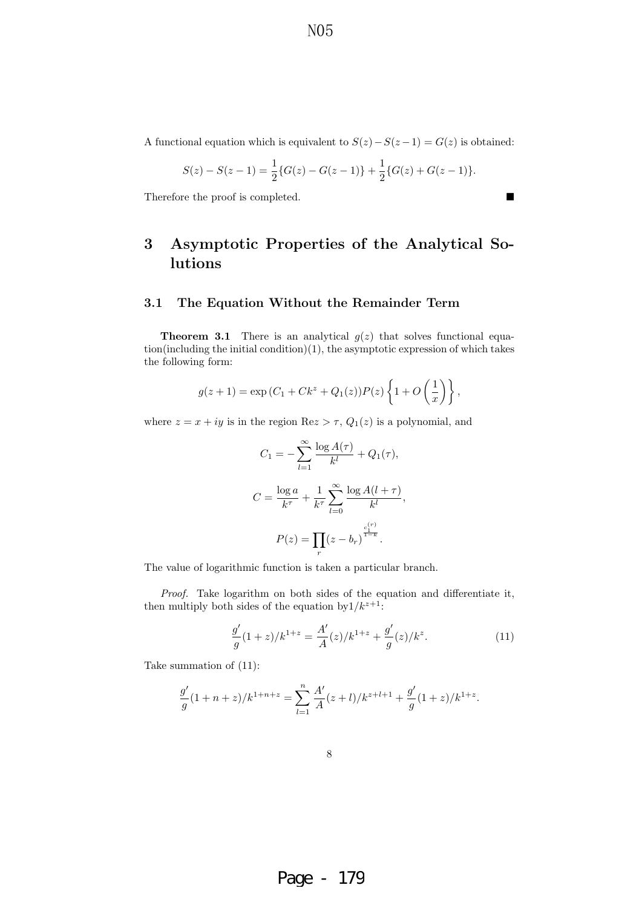A functional equation which is equivalent to $S(z) - S(z-1) = G(z)$ is obtained:

$$S(z) - S(z-1) = \frac{1}{2}\{G(z) - G(z-1)\} + \frac{1}{2}\{G(z) + G(z-1)\}.$$

Therefore the proof is completed. ■

# 3 Asymptotic Properties of the Analytical Solutions

## 3.1 The Equation Without the Remainder Term

**Theorem 3.1** There is an analytical $g(z)$ that solves functional equation(including the initial condition)(1), the asymptotic expression of which takes the following form:

$$g(z+1) = \exp\left(C_1 + Ck^z + Q_1(z)\right)P(z)\left\{1 + O\left(\frac{1}{x}\right)\right\},$$

where $z = x + iy$ is in the region $\mathrm{Re}z > \tau$, $Q_1(z)$ is a polynomial, and

$$C_1 = -\sum_{l=1}^{\infty} \frac{\log A(\tau)}{k^l} + Q_1(\tau),$$

$$C = \frac{\log a}{k^\tau} + \frac{1}{k^\tau}\sum_{l=0}^{\infty} \frac{\log A(l+\tau)}{k^l},$$

$$P(z) = \prod_r (z - b_r)^{\frac{c_1^{(r)}}{1-k}}.$$

The value of logarithmic function is taken a particular branch.

*Proof.* Take logarithm on both sides of the equation and differentiate it, then multiply both sides of the equation by$1/k^{z+1}$:

$$\frac{g'}{g}(1+z)/k^{1+z} = \frac{A'}{A}(z)/k^{1+z} + \frac{g'}{g}(z)/k^z. \tag{11}$$

Take summation of (11):

$$\frac{g'}{g}(1+n+z)/k^{1+n+z} = \sum_{l=1}^{n} \frac{A'}{A}(z+l)/k^{z+l+1} + \frac{g'}{g}(1+z)/k^{1+z}.$$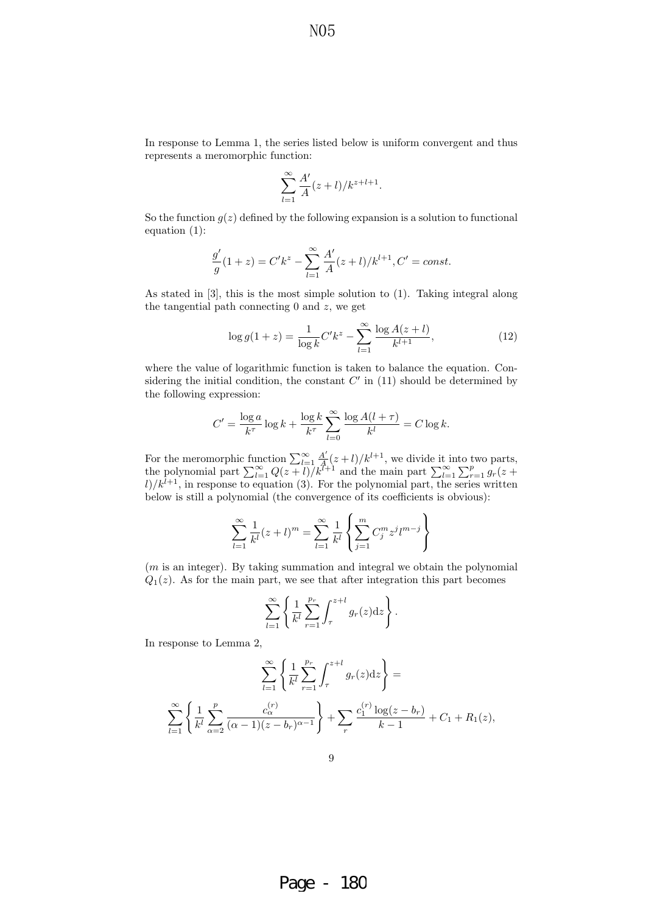In response to Lemma 1, the series listed below is uniform convergent and thus represents a meromorphic function:

$$\sum_{l=1}^{\infty} \frac{A'}{A}(z+l)/k^{z+l+1}.$$

So the function $g(z)$ defined by the following expansion is a solution to functional equation (1):

$$\frac{g'}{g}(1+z) = C'k^z - \sum_{l=1}^{\infty} \frac{A'}{A}(z+l)/k^{l+1}, C' = const.$$

As stated in [3], this is the most simple solution to (1). Taking integral along the tangential path connecting 0 and $z$, we get

$$\log g(1+z) = \frac{1}{\log k} C'k^z - \sum_{l=1}^{\infty} \frac{\log A(z+l)}{k^{l+1}}, \tag{12}$$

where the value of logarithmic function is taken to balance the equation. Considering the initial condition, the constant $C'$ in (11) should be determined by the following expression:

$$C' = \frac{\log a}{k^{\tau}} \log k + \frac{\log k}{k^{\tau}} \sum_{l=0}^{\infty} \frac{\log A(l+\tau)}{k^l} = C \log k.$$

For the meromorphic function $\sum_{l=1}^{\infty} \frac{A'}{A}(z+l)/k^{l+1}$, we divide it into two parts, the polynomial part $\sum_{l=1}^{\infty} Q(z+l)/k^{l+1}$ and the main part $\sum_{l=1}^{\infty} \sum_{r=1}^{p} g_r(z+l)/k^{l+1}$, in response to equation (3). For the polynomial part, the series written below is still a polynomial (the convergence of its coefficients is obvious):

$$\sum_{l=1}^{\infty} \frac{1}{k^l}(z+l)^m = \sum_{l=1}^{\infty} \frac{1}{k^l} \left\{ \sum_{j=1}^{m} C_j^m z^j l^{m-j} \right\}$$

($m$ is an integer). By taking summation and integral we obtain the polynomial $Q_1(z)$. As for the main part, we see that after integration this part becomes

$$\sum_{l=1}^{\infty} \left\{ \frac{1}{k^l} \sum_{r=1}^{p_r} \int_{\tau}^{z+l} g_r(z) \mathrm{d}z \right\}.$$

In response to Lemma 2,

$$\sum_{l=1}^{\infty} \left\{ \frac{1}{k^l} \sum_{r=1}^{p_r} \int_{\tau}^{z+l} g_r(z) \mathrm{d}z \right\} =$$

$$\sum_{l=1}^{\infty} \left\{ \frac{1}{k^l} \sum_{\alpha=2}^{p} \frac{c_{\alpha}^{(r)}}{(\alpha-1)(z-b_r)^{\alpha-1}} \right\} + \sum_{r} \frac{c_1^{(r)} \log(z-b_r)}{k-1} + C_1 + R_1(z),$$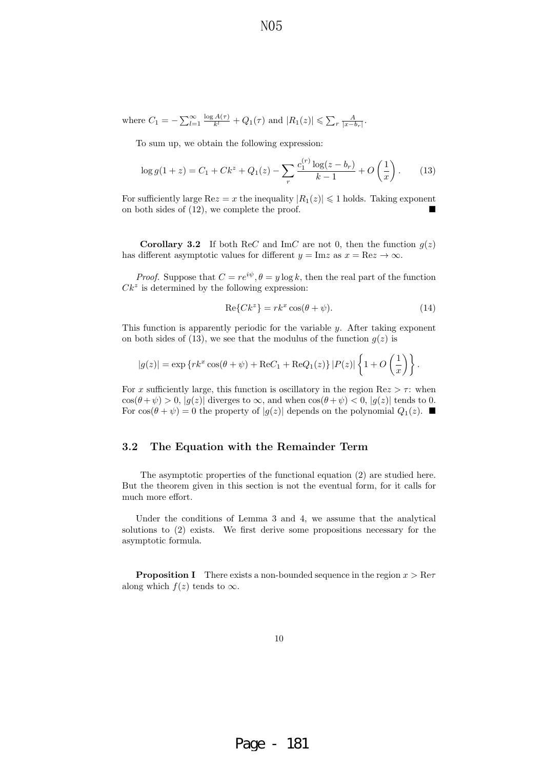where $C_1 = -\sum_{l=1}^{\infty} \frac{\log A(\tau)}{k^l} + Q_1(\tau)$ and $|R_1(z)| \leqslant \sum_r \frac{A}{|x-b_r|}$.

To sum up, we obtain the following expression:

$$\log g(1+z) = C_1 + Ck^z + Q_1(z) - \sum_r \frac{c_1^{(r)} \log(z - b_r)}{k-1} + O\left(\frac{1}{x}\right). \tag{13}$$

For sufficiently large $\mathrm{Re}z = x$ the inequality $|R_1(z)| \leqslant 1$ holds. Taking exponent on both sides of (12), we complete the proof. ■

**Corollary 3.2** If both $\mathrm{Re}C$ and $\mathrm{Im}C$ are not 0, then the function $g(z)$ has different asymptotic values for different $y = \mathrm{Im}z$ as $x = \mathrm{Re}z \to \infty$.

*Proof.* Suppose that $C = re^{i\psi}, \theta = y \log k$, then the real part of the function $Ck^z$ is determined by the following expression:

$$\mathrm{Re}\{Ck^z\} = rk^x \cos(\theta + \psi). \tag{14}$$

This function is apparently periodic for the variable $y$. After taking exponent on both sides of (13), we see that the modulus of the function $g(z)$ is

$$|g(z)| = \exp\{rk^x \cos(\theta + \psi) + \mathrm{Re}C_1 + \mathrm{Re}Q_1(z)\} |P(z)| \left\{1 + O\left(\frac{1}{x}\right)\right\}.$$

For $x$ sufficiently large, this function is oscillatory in the region $\mathrm{Re}z > \tau$: when $\cos(\theta+\psi) > 0$, $|g(z)|$ diverges to $\infty$, and when $\cos(\theta+\psi) < 0$, $|g(z)|$ tends to 0. For $\cos(\theta + \psi) = 0$ the property of $|g(z)|$ depends on the polynomial $Q_1(z)$. ■

### 3.2 The Equation with the Remainder Term

The asymptotic properties of the functional equation (2) are studied here. But the theorem given in this section is not the eventual form, for it calls for much more effort.

Under the conditions of Lemma 3 and 4, we assume that the analytical solutions to (2) exists. We first derive some propositions necessary for the asymptotic formula.

**Proposition I** There exists a non-bounded sequence in the region $x > \mathrm{Re}\tau$ along which $f(z)$ tends to $\infty$.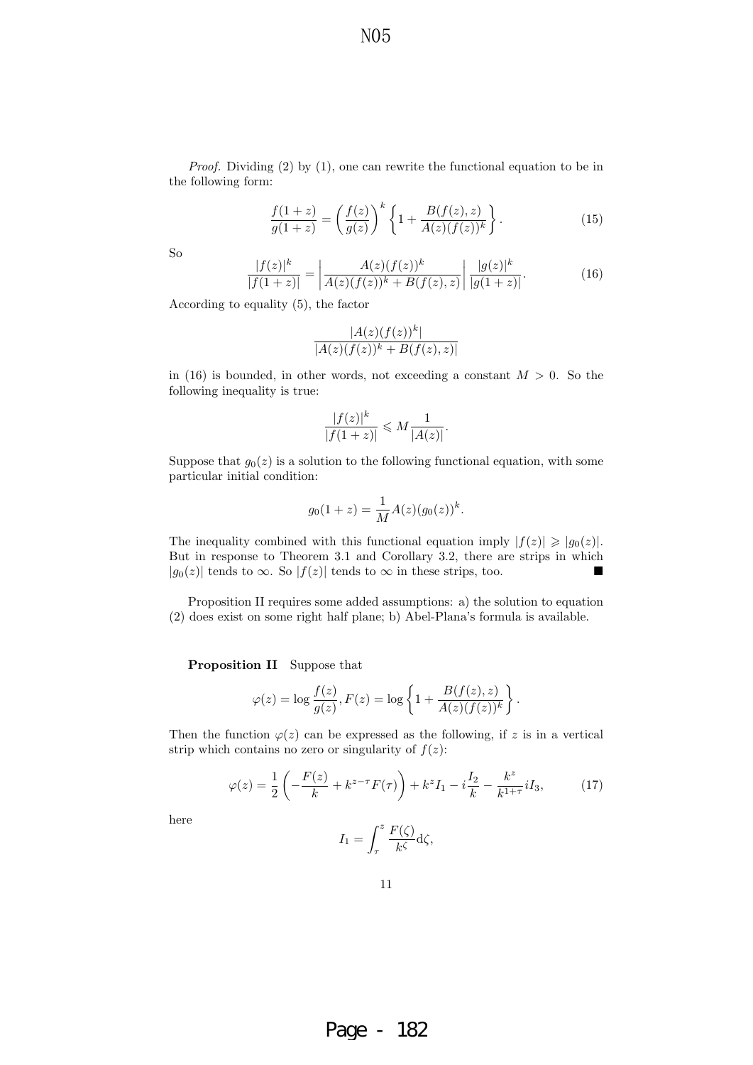*Proof.* Dividing (2) by (1), one can rewrite the functional equation to be in the following form:

$$\frac{f(1+z)}{g(1+z)} = \left(\frac{f(z)}{g(z)}\right)^k \left\{1 + \frac{B(f(z), z)}{A(z)(f(z))^k}\right\}. \tag{15}$$

So

$$\frac{|f(z)|^k}{|f(1+z)|} = \left|\frac{A(z)(f(z))^k}{A(z)(f(z))^k + B(f(z), z)}\right| \frac{|g(z)|^k}{|g(1+z)|}. \tag{16}$$

According to equality (5), the factor

$$\frac{|A(z)(f(z))^k|}{|A(z)(f(z))^k + B(f(z), z)|}$$

in (16) is bounded, in other words, not exceeding a constant $M > 0$. So the following inequality is true:

$$\frac{|f(z)|^k}{|f(1+z)|} \leqslant M \frac{1}{|A(z)|}.$$

Suppose that $g_0(z)$ is a solution to the following functional equation, with some particular initial condition:

$$g_0(1+z) = \frac{1}{M} A(z)(g_0(z))^k.$$

The inequality combined with this functional equation imply $|f(z)| \geqslant |g_0(z)|$. But in response to Theorem 3.1 and Corollary 3.2, there are strips in which $|g_0(z)|$ tends to $\infty$. So $|f(z)|$ tends to $\infty$ in these strips, too. ∎

Proposition II requires some added assumptions: a) the solution to equation (2) does exist on some right half plane; b) Abel-Plana's formula is available.

**Proposition II** Suppose that

$$\varphi(z) = \log \frac{f(z)}{g(z)}, F(z) = \log \left\{1 + \frac{B(f(z), z)}{A(z)(f(z))^k}\right\}.$$

Then the function $\varphi(z)$ can be expressed as the following, if $z$ is in a vertical strip which contains no zero or singularity of $f(z)$:

$$\varphi(z) = \frac{1}{2}\left(-\frac{F(z)}{k} + k^{z-\tau} F(\tau)\right) + k^z I_1 - i\frac{I_2}{k} - \frac{k^z}{k^{1+\tau}} i I_3, \tag{17}$$

here

$$I_1 = \int_\tau^z \frac{F(\zeta)}{k^\zeta} \mathrm{d}\zeta,$$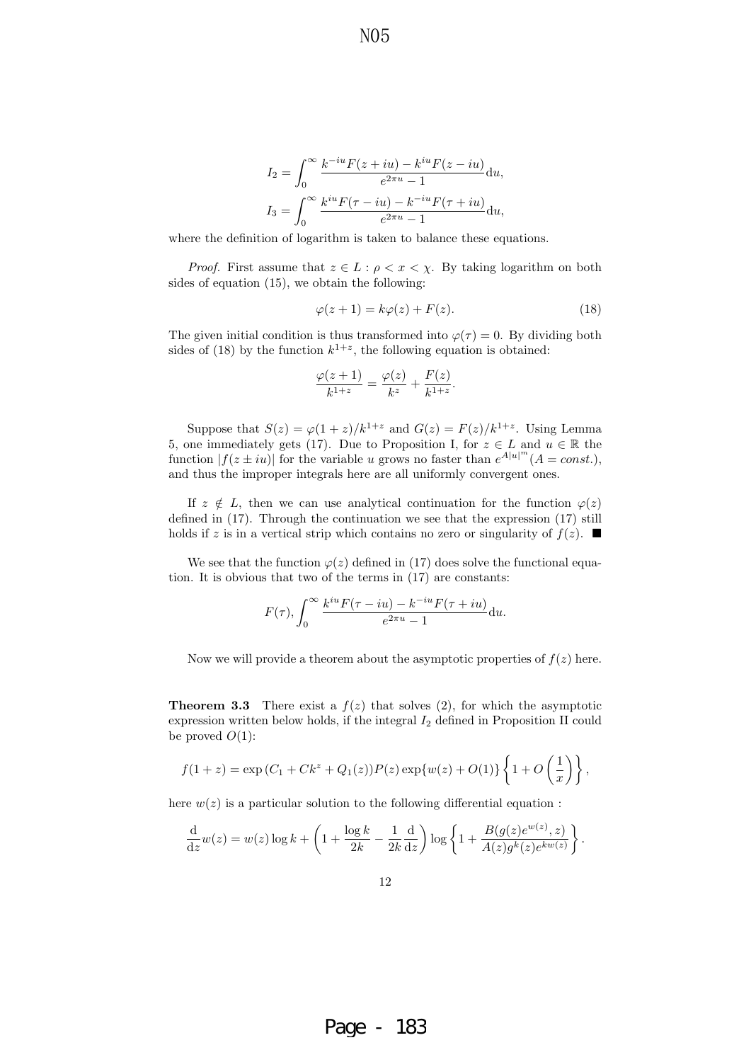$$
I_2 = \int_0^\infty \frac{k^{-iu}F(z+iu) - k^{iu}F(z-iu)}{e^{2\pi u}-1}\mathrm{d}u,
$$

$$
I_3 = \int_0^\infty \frac{k^{iu}F(\tau-iu) - k^{-iu}F(\tau+iu)}{e^{2\pi u}-1}\mathrm{d}u,
$$

where the definition of logarithm is taken to balance these equations.

*Proof.* First assume that $z \in L : \rho < x < \chi$. By taking logarithm on both sides of equation (15), we obtain the following:

$$
\varphi(z+1) = k\varphi(z) + F(z). \tag{18}
$$

The given initial condition is thus transformed into $\varphi(\tau) = 0$. By dividing both sides of (18) by the function $k^{1+z}$, the following equation is obtained:

$$
\frac{\varphi(z+1)}{k^{1+z}} = \frac{\varphi(z)}{k^z} + \frac{F(z)}{k^{1+z}}.
$$

Suppose that $S(z) = \varphi(1+z)/k^{1+z}$ and $G(z) = F(z)/k^{1+z}$. Using Lemma 5, one immediately gets (17). Due to Proposition I, for $z \in L$ and $u \in \mathbb{R}$ the function $|f(z \pm iu)|$ for the variable $u$ grows no faster than $e^{A|u|^m}(A = const.)$, and thus the improper integrals here are all uniformly convergent ones.

If $z \notin L$, then we can use analytical continuation for the function $\varphi(z)$ defined in (17). Through the continuation we see that the expression (17) still holds if $z$ is in a vertical strip which contains no zero or singularity of $f(z)$. ■

We see that the function $\varphi(z)$ defined in (17) does solve the functional equation. It is obvious that two of the terms in (17) are constants:

$$
F(\tau), \int_0^\infty \frac{k^{iu}F(\tau-iu) - k^{-iu}F(\tau+iu)}{e^{2\pi u}-1}\mathrm{d}u.
$$

Now we will provide a theorem about the asymptotic properties of $f(z)$ here.

**Theorem 3.3** There exist a $f(z)$ that solves (2), for which the asymptotic expression written below holds, if the integral $I_2$ defined in Proposition II could be proved $O(1)$:

$$
f(1+z) = \exp\left(C_1 + Ck^z + Q_1(z)\right)P(z)\exp\{w(z) + O(1)\}\left\{1 + O\left(\frac{1}{x}\right)\right\},
$$

here $w(z)$ is a particular solution to the following differential equation :

$$
\frac{\mathrm{d}}{\mathrm{d}z}w(z) = w(z)\log k + \left(1 + \frac{\log k}{2k} - \frac{1}{2k}\frac{\mathrm{d}}{\mathrm{d}z}\right)\log\left\{1 + \frac{B(g(z)e^{w(z)}, z)}{A(z)g^k(z)e^{kw(z)}}\right\}.
$$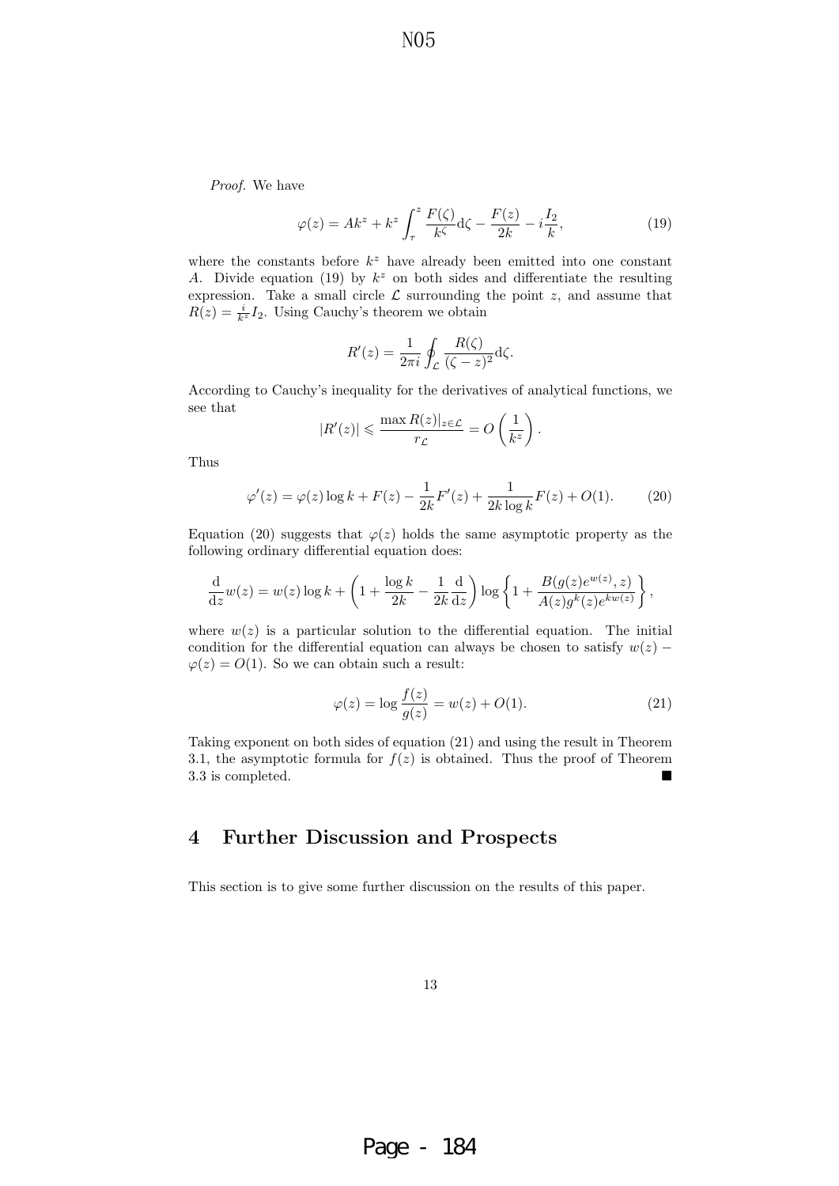*Proof.* We have

$$\varphi(z) = Ak^z + k^z \int_\tau^z \frac{F(\zeta)}{k^\zeta} \mathrm{d}\zeta - \frac{F(z)}{2k} - i\frac{I_2}{k}, \tag{19}$$

where the constants before $k^z$ have already been emitted into one constant $A$. Divide equation (19) by $k^z$ on both sides and differentiate the resulting expression. Take a small circle $\mathcal{L}$ surrounding the point $z$, and assume that $R(z) = \frac{i}{k^z} I_2$. Using Cauchy's theorem we obtain

$$R'(z) = \frac{1}{2\pi i} \oint_{\mathcal{L}} \frac{R(\zeta)}{(\zeta - z)^2} \mathrm{d}\zeta.$$

According to Cauchy's inequality for the derivatives of analytical functions, we see that

$$|R'(z)| \leqslant \frac{\max R(z)|_{z \in \mathcal{L}}}{r_{\mathcal{L}}} = O\left(\frac{1}{k^z}\right).$$

Thus

$$\varphi'(z) = \varphi(z) \log k + F(z) - \frac{1}{2k} F'(z) + \frac{1}{2k \log k} F(z) + O(1). \tag{20}$$

Equation (20) suggests that $\varphi(z)$ holds the same asymptotic property as the following ordinary differential equation does:

$$\frac{\mathrm{d}}{\mathrm{d}z} w(z) = w(z) \log k + \left(1 + \frac{\log k}{2k} - \frac{1}{2k} \frac{\mathrm{d}}{\mathrm{d}z}\right) \log \left\{1 + \frac{B(g(z)e^{w(z)}, z)}{A(z) g^k(z) e^{kw(z)}}\right\},$$

where $w(z)$ is a particular solution to the differential equation. The initial condition for the differential equation can always be chosen to satisfy $w(z) - \varphi(z) = O(1)$. So we can obtain such a result:

$$\varphi(z) = \log \frac{f(z)}{g(z)} = w(z) + O(1). \tag{21}$$

Taking exponent on both sides of equation (21) and using the result in Theorem 3.1, the asymptotic formula for $f(z)$ is obtained. Thus the proof of Theorem 3.3 is completed. ■

## 4 Further Discussion and Prospects

This section is to give some further discussion on the results of this paper.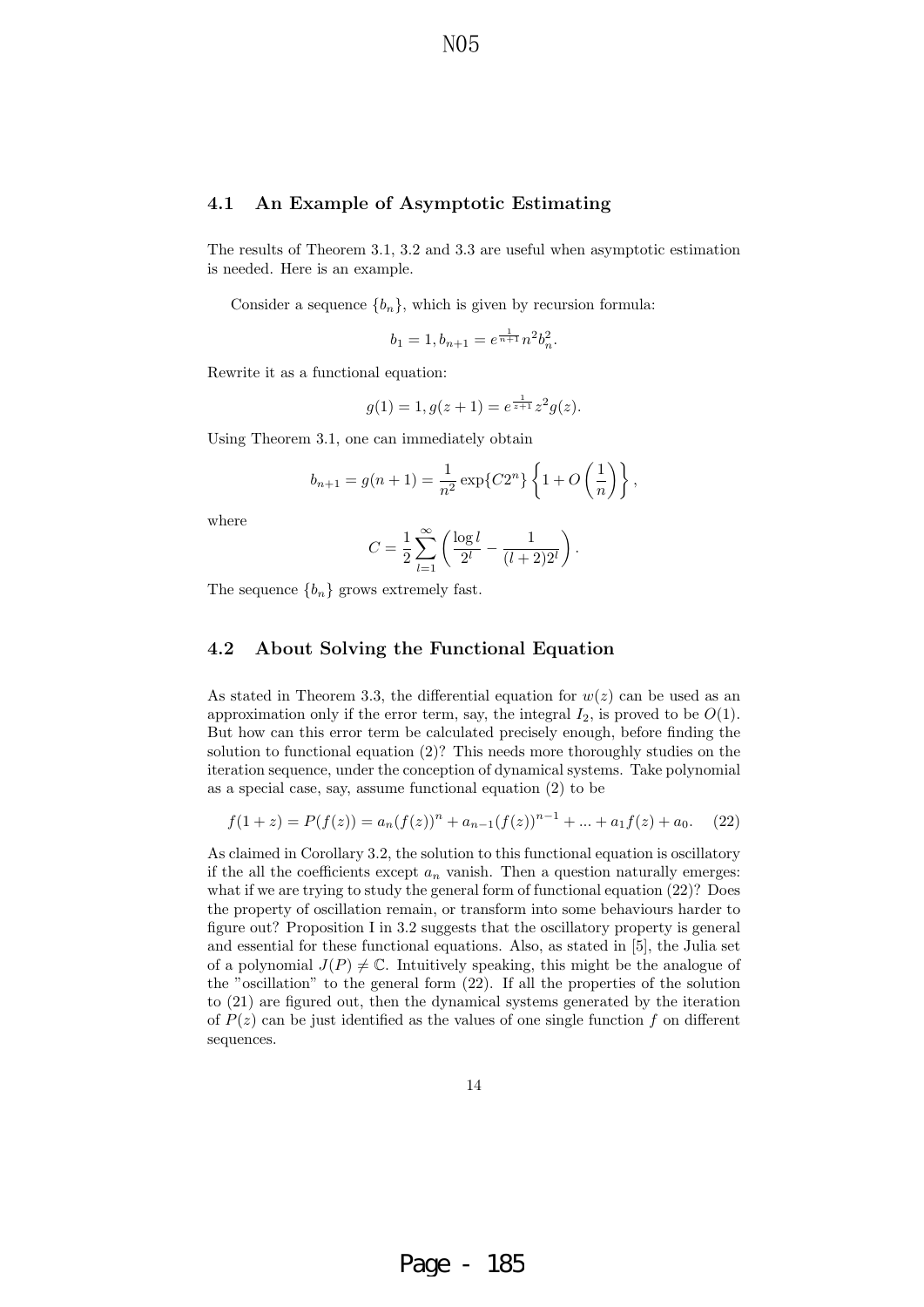## 4.1 An Example of Asymptotic Estimating

The results of Theorem 3.1, 3.2 and 3.3 are useful when asymptotic estimation is needed. Here is an example.

Consider a sequence $\{b_n\}$, which is given by recursion formula:

$$b_1 = 1, b_{n+1} = e^{\frac{1}{n+1}} n^2 b_n^2.$$

Rewrite it as a functional equation:

$$g(1) = 1, g(z+1) = e^{\frac{1}{z+1}} z^2 g(z).$$

Using Theorem 3.1, one can immediately obtain

$$b_{n+1} = g(n+1) = \frac{1}{n^2} \exp\{C2^n\} \left\{1 + O\left(\frac{1}{n}\right)\right\},$$

where

$$C = \frac{1}{2} \sum_{l=1}^{\infty} \left( \frac{\log l}{2^l} - \frac{1}{(l+2)2^l} \right).$$

The sequence $\{b_n\}$ grows extremely fast.

## 4.2 About Solving the Functional Equation

As stated in Theorem 3.3, the differential equation for $w(z)$ can be used as an approximation only if the error term, say, the integral $I_2$, is proved to be $O(1)$. But how can this error term be calculated precisely enough, before finding the solution to functional equation (2)? This needs more thoroughly studies on the iteration sequence, under the conception of dynamical systems. Take polynomial as a special case, say, assume functional equation (2) to be

$$f(1+z) = P(f(z)) = a_n(f(z))^n + a_{n-1}(f(z))^{n-1} + ... + a_1 f(z) + a_0. \quad (22)$$

As claimed in Corollary 3.2, the solution to this functional equation is oscillatory if the all the coefficients except $a_n$ vanish. Then a question naturally emerges: what if we are trying to study the general form of functional equation (22)? Does the property of oscillation remain, or transform into some behaviours harder to figure out? Proposition I in 3.2 suggests that the oscillatory property is general and essential for these functional equations. Also, as stated in [5], the Julia set of a polynomial $J(P) \neq \mathbb{C}$. Intuitively speaking, this might be the analogue of the "oscillation" to the general form (22). If all the properties of the solution to (21) are figured out, then the dynamical systems generated by the iteration of $P(z)$ can be just identified as the values of one single function $f$ on different sequences.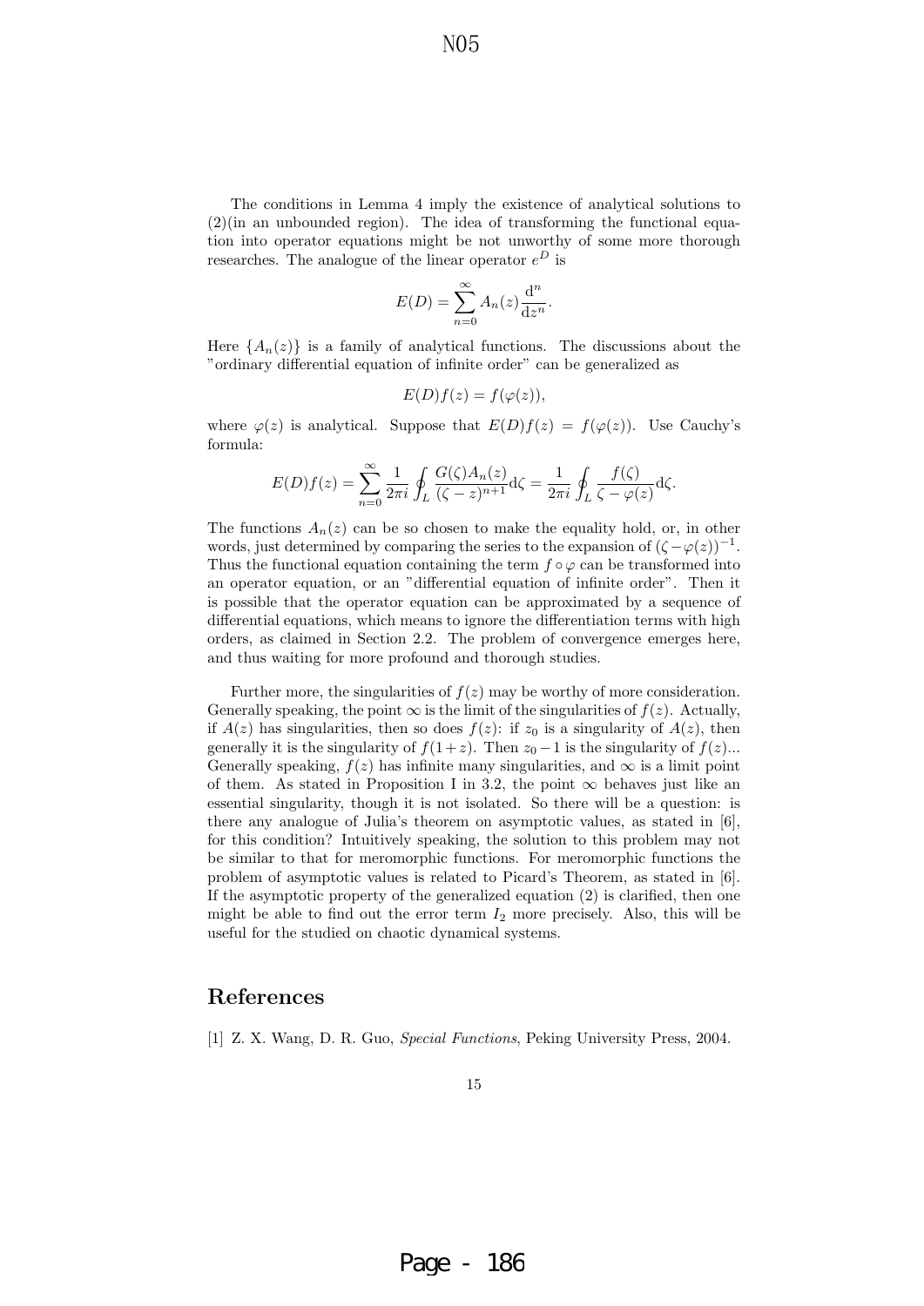The conditions in Lemma 4 imply the existence of analytical solutions to (2)(in an unbounded region). The idea of transforming the functional equation into operator equations might be not unworthy of some more thorough researches. The analogue of the linear operator $e^D$ is

$$E(D) = \sum_{n=0}^{\infty} A_n(z) \frac{\mathrm{d}^n}{\mathrm{d}z^n}.$$

Here $\{A_n(z)\}$ is a family of analytical functions. The discussions about the "ordinary differential equation of infinite order" can be generalized as

$$E(D)f(z) = f(\varphi(z)),$$

where $\varphi(z)$ is analytical. Suppose that $E(D)f(z) = f(\varphi(z))$. Use Cauchy's formula:

$$E(D)f(z) = \sum_{n=0}^{\infty} \frac{1}{2\pi i} \oint_L \frac{G(\zeta)A_n(z)}{(\zeta - z)^{n+1}} \mathrm{d}\zeta = \frac{1}{2\pi i} \oint_L \frac{f(\zeta)}{\zeta - \varphi(z)} \mathrm{d}\zeta.$$

The functions $A_n(z)$ can be so chosen to make the equality hold, or, in other words, just determined by comparing the series to the expansion of $(\zeta - \varphi(z))^{-1}$. Thus the functional equation containing the term $f \circ \varphi$ can be transformed into an operator equation, or an "differential equation of infinite order". Then it is possible that the operator equation can be approximated by a sequence of differential equations, which means to ignore the differentiation terms with high orders, as claimed in Section 2.2. The problem of convergence emerges here, and thus waiting for more profound and thorough studies.

Further more, the singularities of $f(z)$ may be worthy of more consideration. Generally speaking, the point $\infty$ is the limit of the singularities of $f(z)$. Actually, if $A(z)$ has singularities, then so does $f(z)$: if $z_0$ is a singularity of $A(z)$, then generally it is the singularity of $f(1+z)$. Then $z_0 - 1$ is the singularity of $f(z)$... Generally speaking, $f(z)$ has infinite many singularities, and $\infty$ is a limit point of them. As stated in Proposition I in 3.2, the point $\infty$ behaves just like an essential singularity, though it is not isolated. So there will be a question: is there any analogue of Julia's theorem on asymptotic values, as stated in [6], for this condition? Intuitively speaking, the solution to this problem may not be similar to that for meromorphic functions. For meromorphic functions the problem of asymptotic values is related to Picard's Theorem, as stated in [6]. If the asymptotic property of the generalized equation (2) is clarified, then one might be able to find out the error term $I_2$ more precisely. Also, this will be useful for the studied on chaotic dynamical systems.

## References

[1] Z. X. Wang, D. R. Guo, *Special Functions*, Peking University Press, 2004.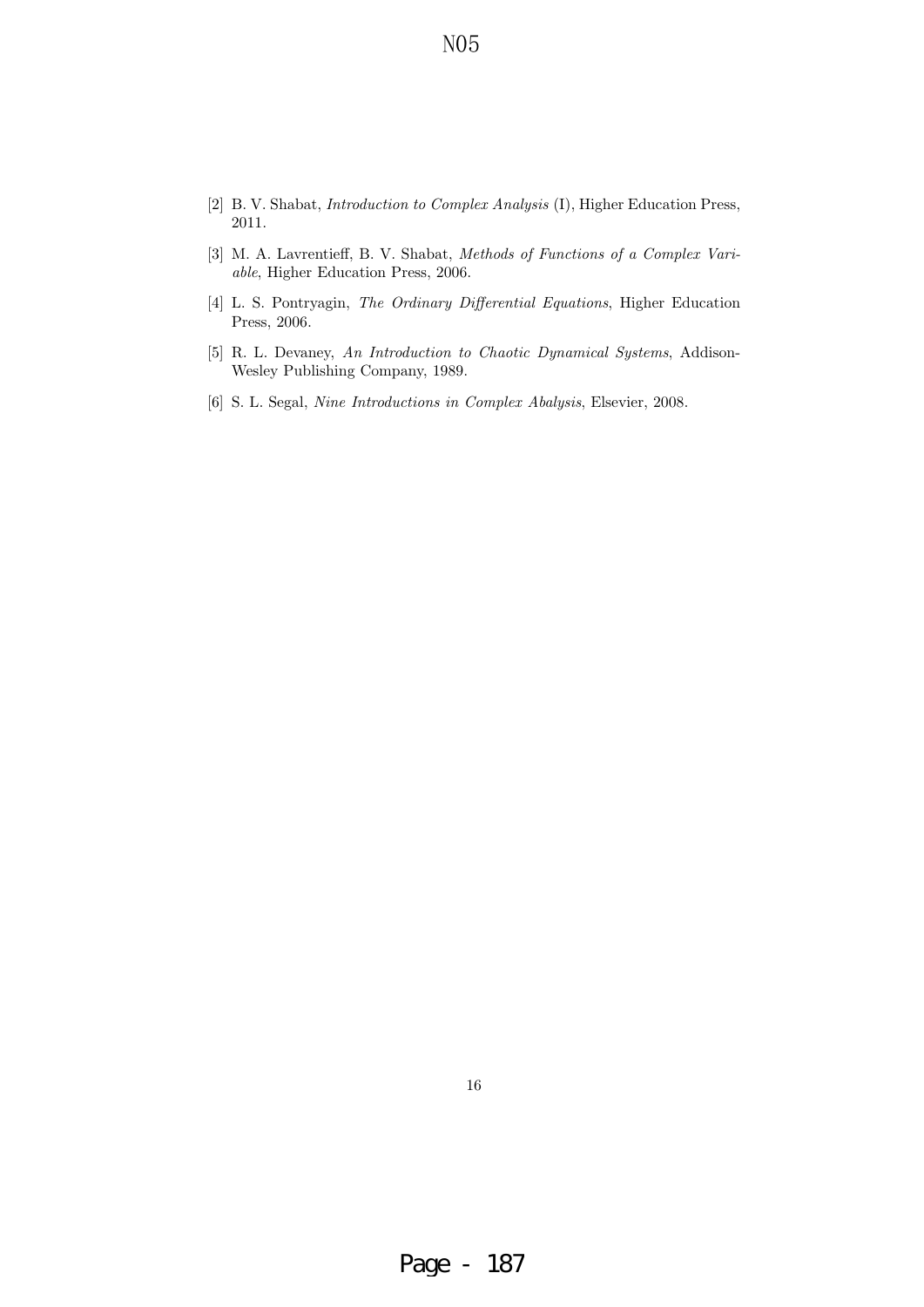[2] B. V. Shabat, *Introduction to Complex Analysis* (I), Higher Education Press, 2011.

[3] M. A. Lavrentieff, B. V. Shabat, *Methods of Functions of a Complex Variable*, Higher Education Press, 2006.

[4] L. S. Pontryagin, *The Ordinary Differential Equations*, Higher Education Press, 2006.

[5] R. L. Devaney, *An Introduction to Chaotic Dynamical Systems*, Addison-Wesley Publishing Company, 1989.

[6] S. L. Segal, *Nine Introductions in Complex Abalysis*, Elsevier, 2008.